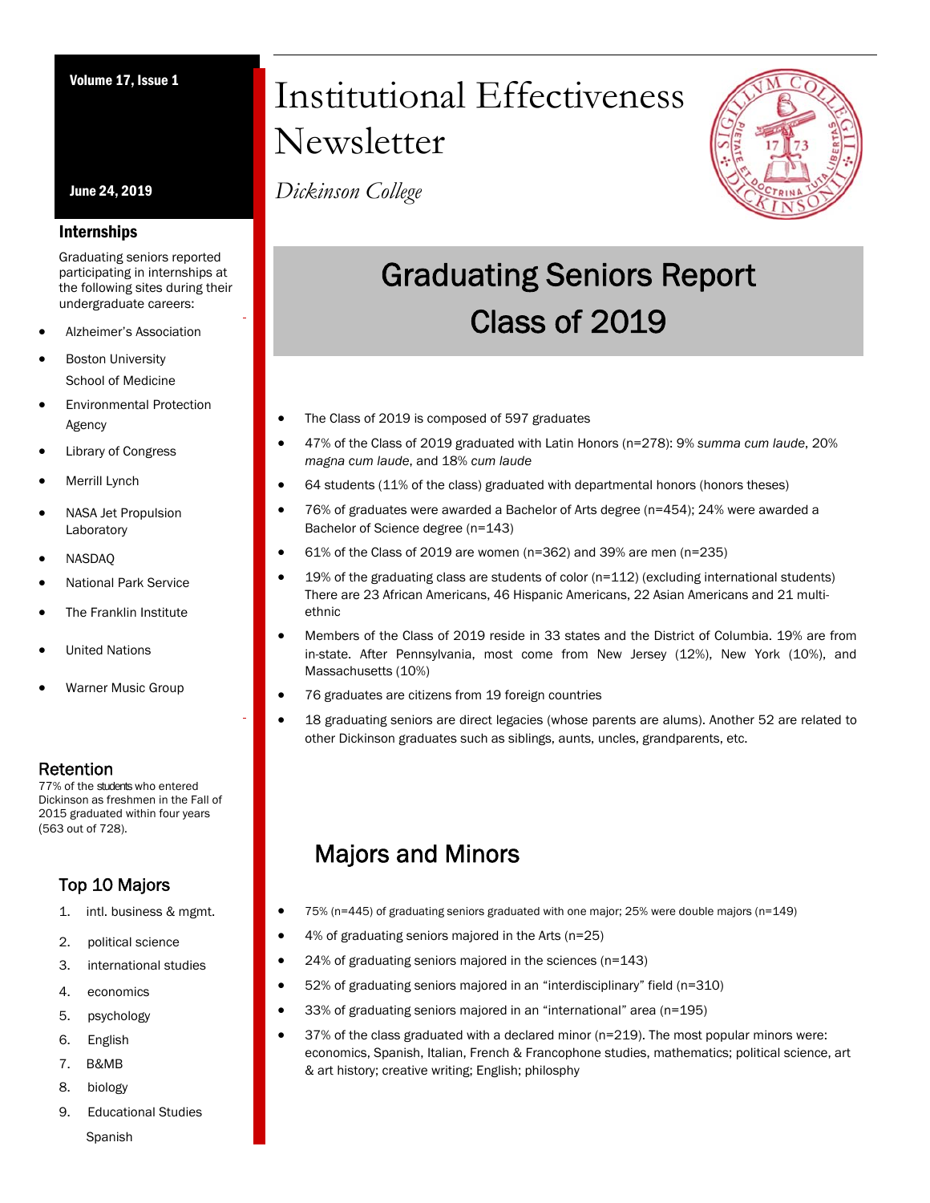# Institutional Effectiveness Newsletter

*Dickinson College*

June 24, 2019

## Graduating Seniors Report Class of 2019

- The Class of 2019 is composed of 597 graduates
- 47% of the Class of 2019 graduated with Latin Honors (n=278): 9% *summa cum laude*, 20% *magna cum laude*, and 18% *cum laude*
- 64 students (11% of the class) graduated with departmental honors (honors theses)
- 76% of graduates were awarded a Bachelor of Arts degree (n=454); 24% were awarded a Bachelor of Science degree (n=143)
- 61% of the Class of 2019 are women (n=362) and 39% are men (n=235)
- 19% of the graduating class are students of color (n=112) (excluding international students) There are 23 African Americans, 46 Hispanic Americans, 22 Asian Americans and 21 multi-ethnic
- Members of the Class of 2019 reside in 33 states and the District of Columbia. 19% are from in-state. After Pennsylvania, most come from New Jersey (12%), New York (10%), and Massachusetts (10%)
- 76 graduates are citizens from 19 foreign countries
- 18 graduating seniors are direct legacies (whose parents are alums). Another 52 are related to other Dickinson graduates such as siblings, aunts, uncles, grandparents, etc.

## Majors and Minors

- 75% (n=445) of graduating seniors graduated with one major; 25% were double majors (n=149)
- 4% of graduating seniors majored in the Arts (n=25)
- 24% of graduating seniors majored in the sciences (n=143)
- 52% of graduating seniors majored in an "interdisciplinary" field (n=310)
- 33% of graduating seniors majored in an "international" area (n=195)
- 37% of the class graduated with a declared minor (n=219). The most popular minors were: economics, Spanish, Italian, French & Francophone studies, mathematics; political science, art & art history; creative writing; English; philosphy

### Internships

Graduating seniors reported participating in internships at the following sites during their undergraduate careers:

- Alzheimer's Association
- Boston University School of Medicine
- Environmental Protection Agency
- Library of Congress
- Merrill Lynch
- NASA Jet Propulsion Laboratory
- NASDAQ
- National Park Service
- The Franklin Institute
- United Nations
- Warner Music Group

### Retention

77% of the students who entered Dickinson as freshmen in the Fall of 2015 graduated within four years (563 out of 728).

### Top 10 Majors

1. intl. business & mgmt.
2. political science
3. international studies
4. economics
5. psychology
6. English
7. B&MB
8. biology
9. Educational Studies
   Spanish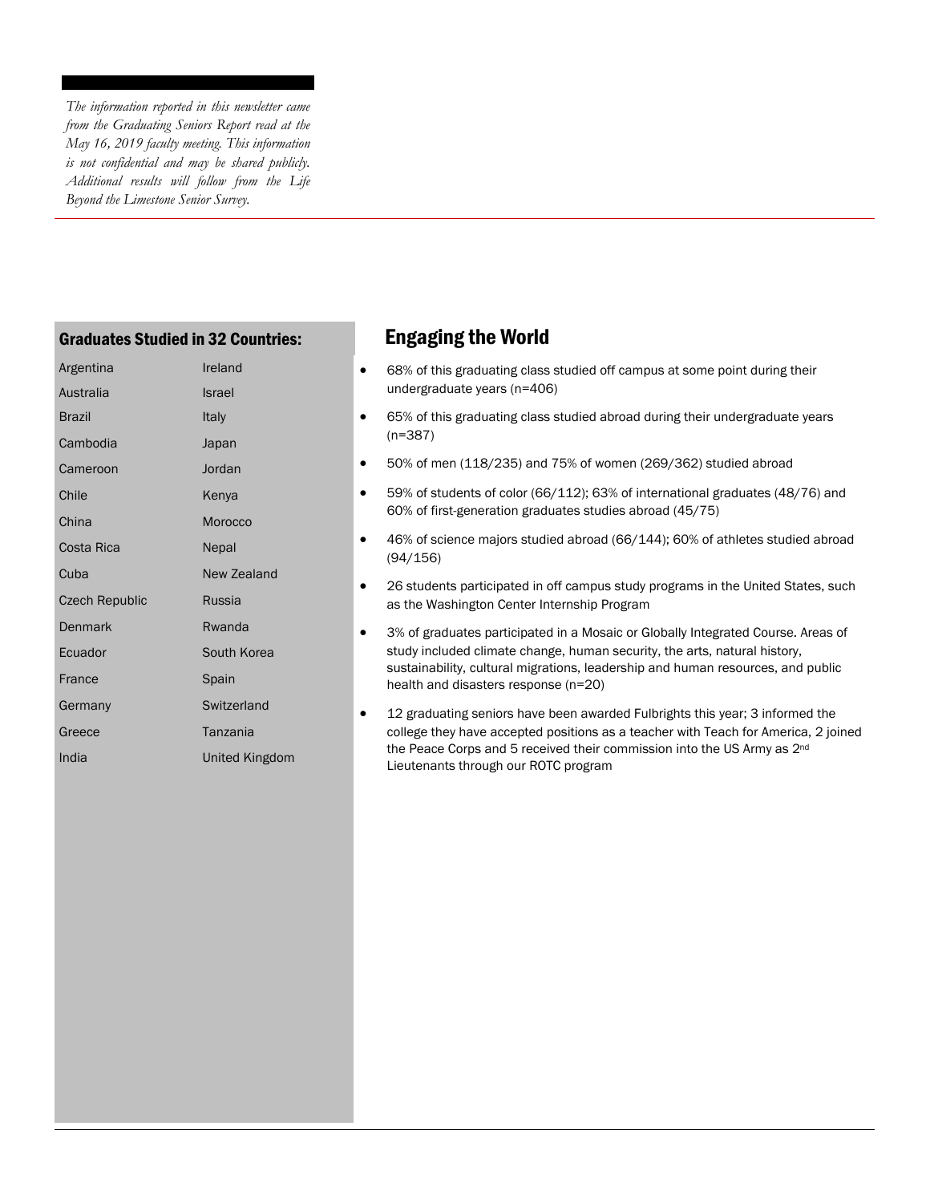*The information reported in this newsletter came from the Graduating Seniors Report read at the May 16, 2019 faculty meeting. This information is not confidential and may be shared publicly. Additional results will follow from the Life Beyond the Limestone Senior Survey.*

## Graduates Studied in 32 Countries:

| | |
|---|---|
| Argentina | Ireland |
| Australia | Israel |
| Brazil | Italy |
| Cambodia | Japan |
| Cameroon | Jordan |
| Chile | Kenya |
| China | Morocco |
| Costa Rica | Nepal |
| Cuba | New Zealand |
| Czech Republic | Russia |
| Denmark | Rwanda |
| Ecuador | South Korea |
| France | Spain |
| Germany | Switzerland |
| Greece | Tanzania |
| India | United Kingdom |

## Engaging the World

- 68% of this graduating class studied off campus at some point during their undergraduate years (n=406)
- 65% of this graduating class studied abroad during their undergraduate years (n=387)
- 50% of men (118/235) and 75% of women (269/362) studied abroad
- 59% of students of color (66/112); 63% of international graduates (48/76) and 60% of first-generation graduates studies abroad (45/75)
- 46% of science majors studied abroad (66/144); 60% of athletes studied abroad (94/156)
- 26 students participated in off campus study programs in the United States, such as the Washington Center Internship Program
- 3% of graduates participated in a Mosaic or Globally Integrated Course. Areas of study included climate change, human security, the arts, natural history, sustainability, cultural migrations, leadership and human resources, and public health and disasters response (n=20)
- 12 graduating seniors have been awarded Fulbrights this year; 3 informed the college they have accepted positions as a teacher with Teach for America, 2 joined the Peace Corps and 5 received their commission into the US Army as 2nd Lieutenants through our ROTC program